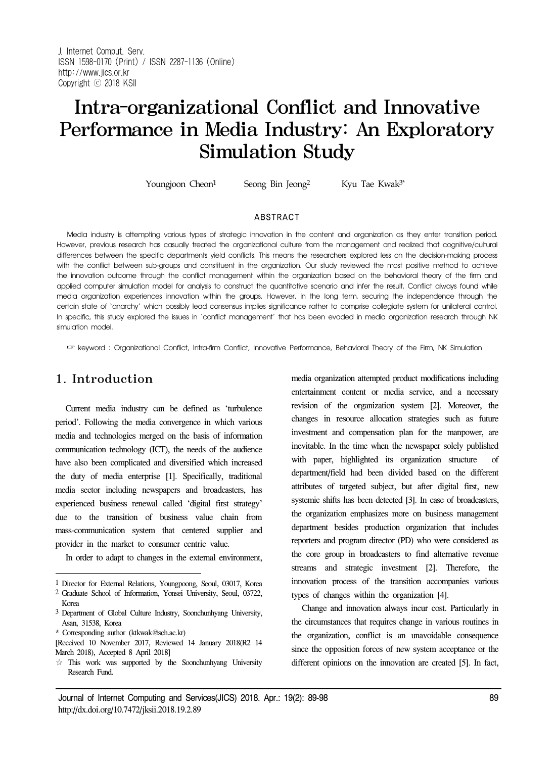# Intra-organizational Conflict and Innovative Performance in Media Industry: An Exploratory Simulation Study

Youngjoon Cheon[1] Seong Bin Jeong[2] Kyu Tae Kwak[3*]

## ABSTRACT

Media industry is attempting various types of strategic innovation in the content and organization as they enter transition period. However, previous research has casually treated the organizational culture from the management and realized that cognitive/cultural differences between the specific departments yield conflicts. This means the researchers explored less on the decision-making process with the conflict between sub-groups and constituent in the organization. Our study reviewed the most positive method to achieve the innovation outcome through the conflict management within the organization based on the behavioral theory of the firm and applied computer simulation model for analysis to construct the quantitative scenario and infer the result. Conflict always found while media organization experiences innovation within the groups. However, in the long term, securing the independence through the certain state of 'anarchy' which possibly lead consensus implies significance rather to comprise collegiate system for unilateral control. In specific, this study explored the issues in 'conflict management' that has been evaded in media organization research through NK simulation model.

☞ keyword : Organizational Conflict, Intra-firm Conflict, Innovative Performance, Behavioral Theory of the Firm, NK Simulation

## 1. Introduction

Current media industry can be defined as 'turbulence period'. Following the media convergence in which various media and technologies merged on the basis of information communication technology (ICT), the needs of the audience have also been complicated and diversified which increased the duty of media enterprise [1]. Specifically, traditional media sector including newspapers and broadcasters, has experienced business renewal called 'digital first strategy' due to the transition of business value chain from mass-communication system that centered supplier and provider in the market to consumer centric value.

In order to adapt to changes in the external environment, media organization attempted product modifications including entertainment content or media service, and a necessary revision of the organization system [2]. Moreover, the changes in resource allocation strategies such as future investment and compensation plan for the manpower, are inevitable. In the time when the newspaper solely published with paper, highlighted its organization structure of department/field had been divided based on the different attributes of targeted subject, but after digital first, new systemic shifts has been detected [3]. In case of broadcasters, the organization emphasizes more on business management department besides production organization that includes reporters and program director (PD) who were considered as the core group in broadcasters to find alternative revenue streams and strategic investment [2]. Therefore, the innovation process of the transition accompanies various types of changes within the organization [4].

Change and innovation always incur cost. Particularly in the circumstances that requires change in various routines in the organization, conflict is an unavoidable consequence since the opposition forces of new system acceptance or the different opinions on the innovation are created [5]. In fact,

---

[1] Director for External Relations, Youngpoong, Seoul, 03017, Korea

[2] Graduate School of Information, Yonsei University, Seoul, 03722, Korea

[3] Department of Global Culture Industry, Soonchunhyang University, Asan, 31538, Korea

\* Corresponding author (ktkwak@sch.ac.kr)

[Received 10 November 2017, Reviewed 14 January 2018(R2 14 March 2018), Accepted 8 April 2018]

☆ This work was supported by the Soonchunhyang University Research Fund.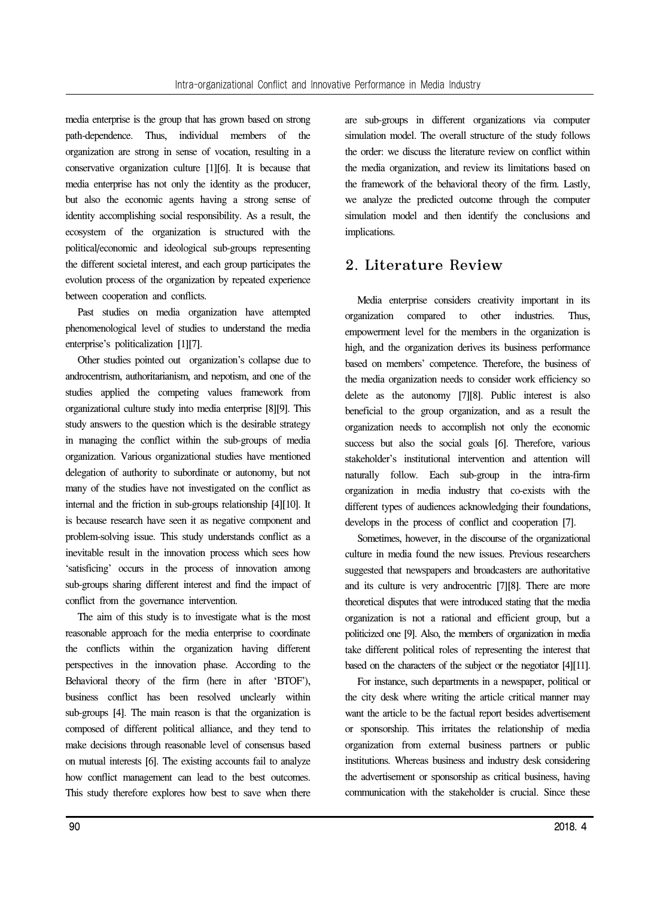media enterprise is the group that has grown based on strong path-dependence. Thus, individual members of the organization are strong in sense of vocation, resulting in a conservative organization culture [1][6]. It is because that media enterprise has not only the identity as the producer, but also the economic agents having a strong sense of identity accomplishing social responsibility. As a result, the ecosystem of the organization is structured with the political/economic and ideological sub-groups representing the different societal interest, and each group participates the evolution process of the organization by repeated experience between cooperation and conflicts.

Past studies on media organization have attempted phenomenological level of studies to understand the media enterprise's politicalization [1][7].

Other studies pointed out organization's collapse due to androcentrism, authoritarianism, and nepotism, and one of the studies applied the competing values framework from organizational culture study into media enterprise [8][9]. This study answers to the question which is the desirable strategy in managing the conflict within the sub-groups of media organization. Various organizational studies have mentioned delegation of authority to subordinate or autonomy, but not many of the studies have not investigated on the conflict as internal and the friction in sub-groups relationship [4][10]. It is because research have seen it as negative component and problem-solving issue. This study understands conflict as a inevitable result in the innovation process which sees how 'satisficing' occurs in the process of innovation among sub-groups sharing different interest and find the impact of conflict from the governance intervention.

The aim of this study is to investigate what is the most reasonable approach for the media enterprise to coordinate the conflicts within the organization having different perspectives in the innovation phase. According to the Behavioral theory of the firm (here in after 'BTOF'), business conflict has been resolved unclearly within sub-groups [4]. The main reason is that the organization is composed of different political alliance, and they tend to make decisions through reasonable level of consensus based on mutual interests [6]. The existing accounts fail to analyze how conflict management can lead to the best outcomes. This study therefore explores how best to save when there are sub-groups in different organizations via computer simulation model. The overall structure of the study follows the order: we discuss the literature review on conflict within the media organization, and review its limitations based on the framework of the behavioral theory of the firm. Lastly, we analyze the predicted outcome through the computer simulation model and then identify the conclusions and implications.

## 2. Literature Review

Media enterprise considers creativity important in its organization compared to other industries. Thus, empowerment level for the members in the organization is high, and the organization derives its business performance based on members' competence. Therefore, the business of the media organization needs to consider work efficiency so delete as the autonomy [7][8]. Public interest is also beneficial to the group organization, and as a result the organization needs to accomplish not only the economic success but also the social goals [6]. Therefore, various stakeholder's institutional intervention and attention will naturally follow. Each sub-group in the intra-firm organization in media industry that co-exists with the different types of audiences acknowledging their foundations, develops in the process of conflict and cooperation [7].

Sometimes, however, in the discourse of the organizational culture in media found the new issues. Previous researchers suggested that newspapers and broadcasters are authoritative and its culture is very androcentric [7][8]. There are more theoretical disputes that were introduced stating that the media organization is not a rational and efficient group, but a politicized one [9]. Also, the members of organization in media take different political roles of representing the interest that based on the characters of the subject or the negotiator [4][11].

For instance, such departments in a newspaper, political or the city desk where writing the article critical manner may want the article to be the factual report besides advertisement or sponsorship. This irritates the relationship of media organization from external business partners or public institutions. Whereas business and industry desk considering the advertisement or sponsorship as critical business, having communication with the stakeholder is crucial. Since these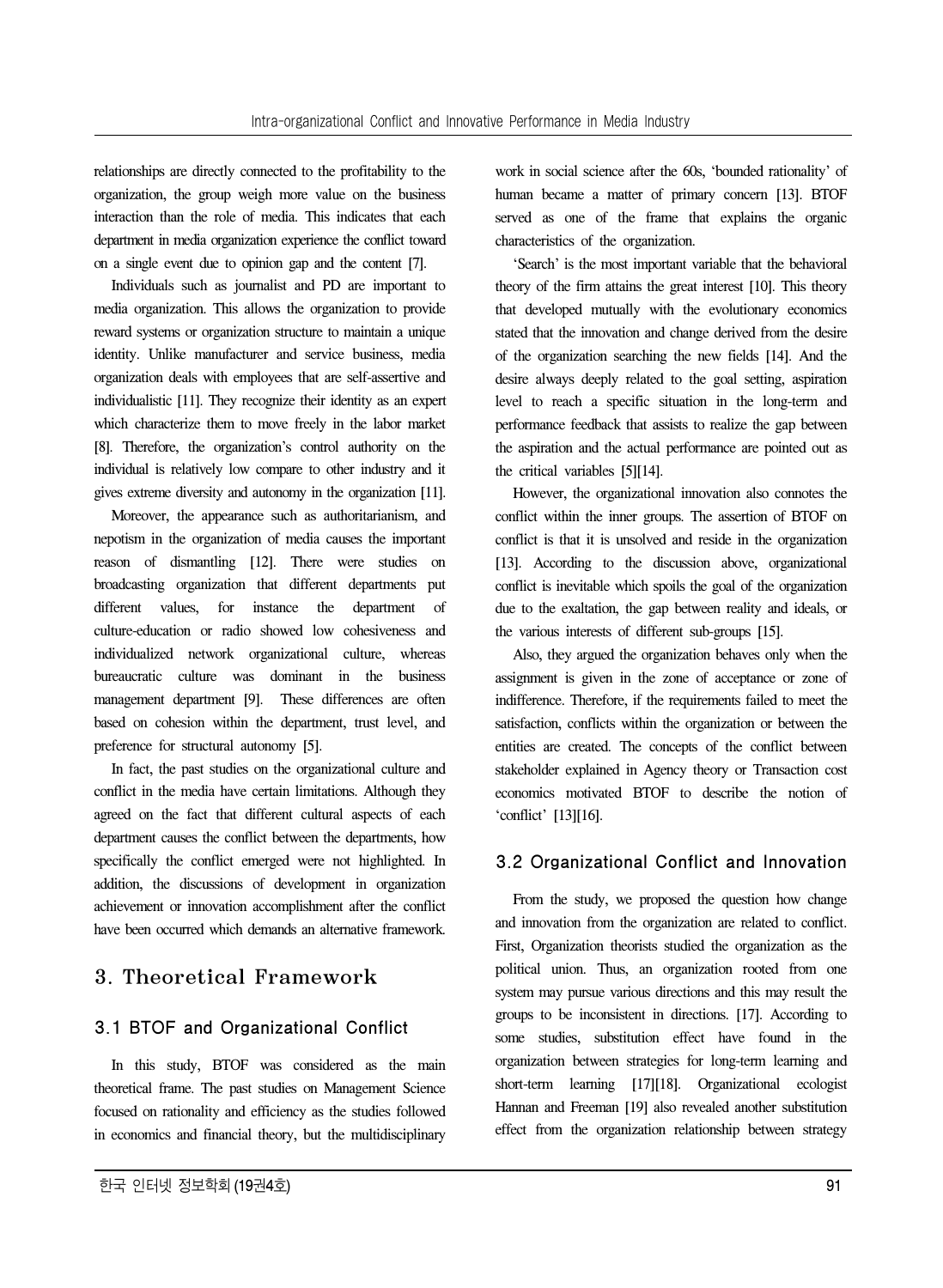relationships are directly connected to the profitability to the organization, the group weigh more value on the business interaction than the role of media. This indicates that each department in media organization experience the conflict toward on a single event due to opinion gap and the content [7].

Individuals such as journalist and PD are important to media organization. This allows the organization to provide reward systems or organization structure to maintain a unique identity. Unlike manufacturer and service business, media organization deals with employees that are self-assertive and individualistic [11]. They recognize their identity as an expert which characterize them to move freely in the labor market [8]. Therefore, the organization's control authority on the individual is relatively low compare to other industry and it gives extreme diversity and autonomy in the organization [11].

Moreover, the appearance such as authoritarianism, and nepotism in the organization of media causes the important reason of dismantling [12]. There were studies on broadcasting organization that different departments put different values, for instance the department of culture-education or radio showed low cohesiveness and individualized network organizational culture, whereas bureaucratic culture was dominant in the business management department [9]. These differences are often based on cohesion within the department, trust level, and preference for structural autonomy [5].

In fact, the past studies on the organizational culture and conflict in the media have certain limitations. Although they agreed on the fact that different cultural aspects of each department causes the conflict between the departments, how specifically the conflict emerged were not highlighted. In addition, the discussions of development in organization achievement or innovation accomplishment after the conflict have been occurred which demands an alternative framework.

## 3. Theoretical Framework

### 3.1 BTOF and Organizational Conflict

In this study, BTOF was considered as the main theoretical frame. The past studies on Management Science focused on rationality and efficiency as the studies followed in economics and financial theory, but the multidisciplinary work in social science after the 60s, 'bounded rationality' of human became a matter of primary concern [13]. BTOF served as one of the frame that explains the organic characteristics of the organization.

'Search' is the most important variable that the behavioral theory of the firm attains the great interest [10]. This theory that developed mutually with the evolutionary economics stated that the innovation and change derived from the desire of the organization searching the new fields [14]. And the desire always deeply related to the goal setting, aspiration level to reach a specific situation in the long-term and performance feedback that assists to realize the gap between the aspiration and the actual performance are pointed out as the critical variables [5][14].

However, the organizational innovation also connotes the conflict within the inner groups. The assertion of BTOF on conflict is that it is unsolved and reside in the organization [13]. According to the discussion above, organizational conflict is inevitable which spoils the goal of the organization due to the exaltation, the gap between reality and ideals, or the various interests of different sub-groups [15].

Also, they argued the organization behaves only when the assignment is given in the zone of acceptance or zone of indifference. Therefore, if the requirements failed to meet the satisfaction, conflicts within the organization or between the entities are created. The concepts of the conflict between stakeholder explained in Agency theory or Transaction cost economics motivated BTOF to describe the notion of 'conflict' [13][16].

### 3.2 Organizational Conflict and Innovation

From the study, we proposed the question how change and innovation from the organization are related to conflict. First, Organization theorists studied the organization as the political union. Thus, an organization rooted from one system may pursue various directions and this may result the groups to be inconsistent in directions. [17]. According to some studies, substitution effect have found in the organization between strategies for long-term learning and short-term learning [17][18]. Organizational ecologist Hannan and Freeman [19] also revealed another substitution effect from the organization relationship between strategy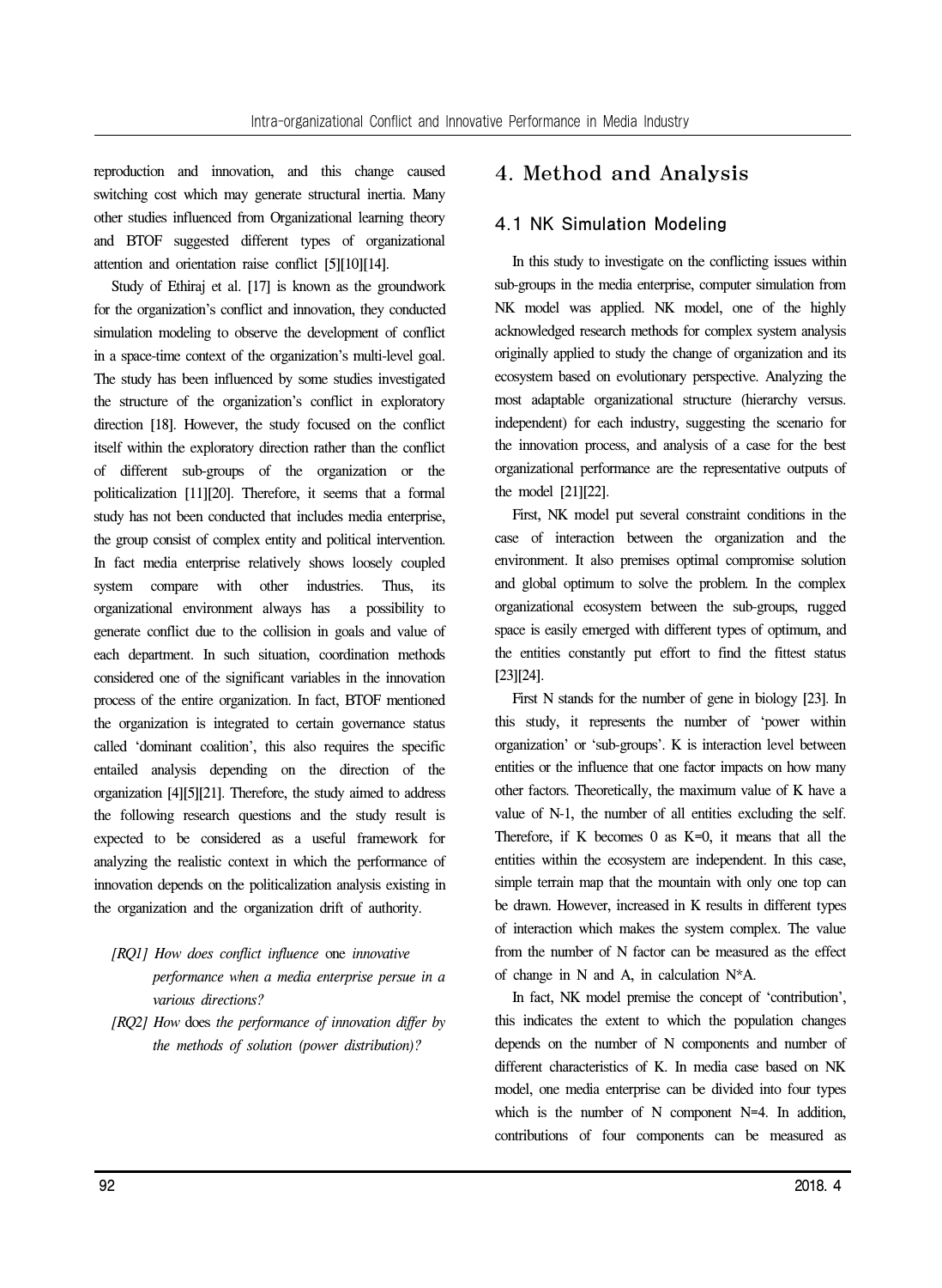reproduction and innovation, and this change caused switching cost which may generate structural inertia. Many other studies influenced from Organizational learning theory and BTOF suggested different types of organizational attention and orientation raise conflict [5][10][14].

Study of Ethiraj et al. [17] is known as the groundwork for the organization's conflict and innovation, they conducted simulation modeling to observe the development of conflict in a space-time context of the organization's multi-level goal. The study has been influenced by some studies investigated the structure of the organization's conflict in exploratory direction [18]. However, the study focused on the conflict itself within the exploratory direction rather than the conflict of different sub-groups of the organization or the politicalization [11][20]. Therefore, it seems that a formal study has not been conducted that includes media enterprise, the group consist of complex entity and political intervention. In fact media enterprise relatively shows loosely coupled system compare with other industries. Thus, its organizational environment always has a possibility to generate conflict due to the collision in goals and value of each department. In such situation, coordination methods considered one of the significant variables in the innovation process of the entire organization. In fact, BTOF mentioned the organization is integrated to certain governance status called 'dominant coalition', this also requires the specific entailed analysis depending on the direction of the organization [4][5][21]. Therefore, the study aimed to address the following research questions and the study result is expected to be considered as a useful framework for analyzing the realistic context in which the performance of innovation depends on the politicalization analysis existing in the organization and the organization drift of authority.

*[RQ1] How does conflict influence* one *innovative performance when a media enterprise persue in a various directions?*

*[RQ2] How* does *the performance of innovation differ by the methods of solution (power distribution)?*

# 4. Method and Analysis

## 4.1 NK Simulation Modeling

In this study to investigate on the conflicting issues within sub-groups in the media enterprise, computer simulation from NK model was applied. NK model, one of the highly acknowledged research methods for complex system analysis originally applied to study the change of organization and its ecosystem based on evolutionary perspective. Analyzing the most adaptable organizational structure (hierarchy versus. independent) for each industry, suggesting the scenario for the innovation process, and analysis of a case for the best organizational performance are the representative outputs of the model [21][22].

First, NK model put several constraint conditions in the case of interaction between the organization and the environment. It also premises optimal compromise solution and global optimum to solve the problem. In the complex organizational ecosystem between the sub-groups, rugged space is easily emerged with different types of optimum, and the entities constantly put effort to find the fittest status [23][24].

First N stands for the number of gene in biology [23]. In this study, it represents the number of 'power within organization' or 'sub-groups'. K is interaction level between entities or the influence that one factor impacts on how many other factors. Theoretically, the maximum value of K have a value of N-1, the number of all entities excluding the self. Therefore, if K becomes 0 as K=0, it means that all the entities within the ecosystem are independent. In this case, simple terrain map that the mountain with only one top can be drawn. However, increased in K results in different types of interaction which makes the system complex. The value from the number of N factor can be measured as the effect of change in N and A, in calculation N*A.

In fact, NK model premise the concept of 'contribution', this indicates the extent to which the population changes depends on the number of N components and number of different characteristics of K. In media case based on NK model, one media enterprise can be divided into four types which is the number of N component N=4. In addition, contributions of four components can be measured as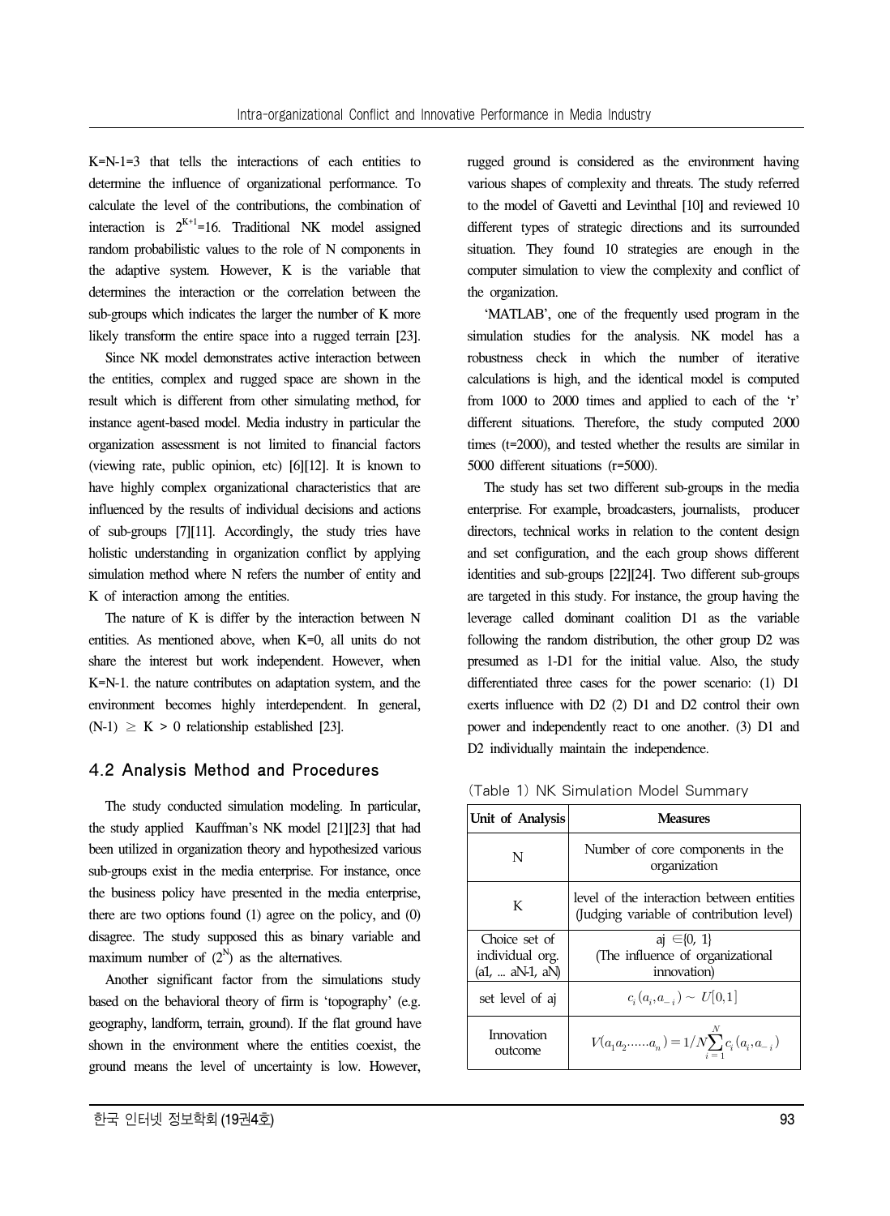K=N-1=3 that tells the interactions of each entities to determine the influence of organizational performance. To calculate the level of the contributions, the combination of interaction is $2^{K+1}$=16. Traditional NK model assigned random probabilistic values to the role of N components in the adaptive system. However, K is the variable that determines the interaction or the correlation between the sub-groups which indicates the larger the number of K more likely transform the entire space into a rugged terrain [23].

Since NK model demonstrates active interaction between the entities, complex and rugged space are shown in the result which is different from other simulating method, for instance agent-based model. Media industry in particular the organization assessment is not limited to financial factors (viewing rate, public opinion, etc) [6][12]. It is known to have highly complex organizational characteristics that are influenced by the results of individual decisions and actions of sub-groups [7][11]. Accordingly, the study tries have holistic understanding in organization conflict by applying simulation method where N refers the number of entity and K of interaction among the entities.

The nature of K is differ by the interaction between N entities. As mentioned above, when K=0, all units do not share the interest but work independent. However, when K=N-1. the nature contributes on adaptation system, and the environment becomes highly interdependent. In general, (N-1) $\geq$ K > 0 relationship established [23].

## 4.2 Analysis Method and Procedures

The study conducted simulation modeling. In particular, the study applied Kauffman's NK model [21][23] that had been utilized in organization theory and hypothesized various sub-groups exist in the media enterprise. For instance, once the business policy have presented in the media enterprise, there are two options found (1) agree on the policy, and (0) disagree. The study supposed this as binary variable and maximum number of ($2^N$) as the alternatives.

Another significant factor from the simulations study based on the behavioral theory of firm is 'topography' (e.g. geography, landform, terrain, ground). If the flat ground have shown in the environment where the entities coexist, the ground means the level of uncertainty is low. However, rugged ground is considered as the environment having various shapes of complexity and threats. The study referred to the model of Gavetti and Levinthal [10] and reviewed 10 different types of strategic directions and its surrounded situation. They found 10 strategies are enough in the computer simulation to view the complexity and conflict of the organization.

'MATLAB', one of the frequently used program in the simulation studies for the analysis. NK model has a robustness check in which the number of iterative calculations is high, and the identical model is computed from 1000 to 2000 times and applied to each of the 'r' different situations. Therefore, the study computed 2000 times (t=2000), and tested whether the results are similar in 5000 different situations (r=5000).

The study has set two different sub-groups in the media enterprise. For example, broadcasters, journalists, producer directors, technical works in relation to the content design and set configuration, and the each group shows different identities and sub-groups [22][24]. Two different sub-groups are targeted in this study. For instance, the group having the leverage called dominant coalition D1 as the variable following the random distribution, the other group D2 was presumed as 1-D1 for the initial value. Also, the study differentiated three cases for the power scenario: (1) D1 exerts influence with D2 (2) D1 and D2 control their own power and independently react to one another. (3) D1 and D2 individually maintain the independence.

〈Table 1〉 NK Simulation Model Summary

| Unit of Analysis | Measures |
|---|---|
| N | Number of core components in the organization |
| K | level of the interaction between entities (Judging variable of contribution level) |
| Choice set of individual org. (a1, ... aN-1, aN) | aj ∈{0, 1} (The influence of organizational innovation) |
| set level of aj | $c_i(a_i, a_{-i}) \sim U[0,1]$ |
| Innovation outcome | $V(a_1a_2......a_n) = 1/N\sum_{i=1}^{N} c_i(a_i, a_{-i})$ |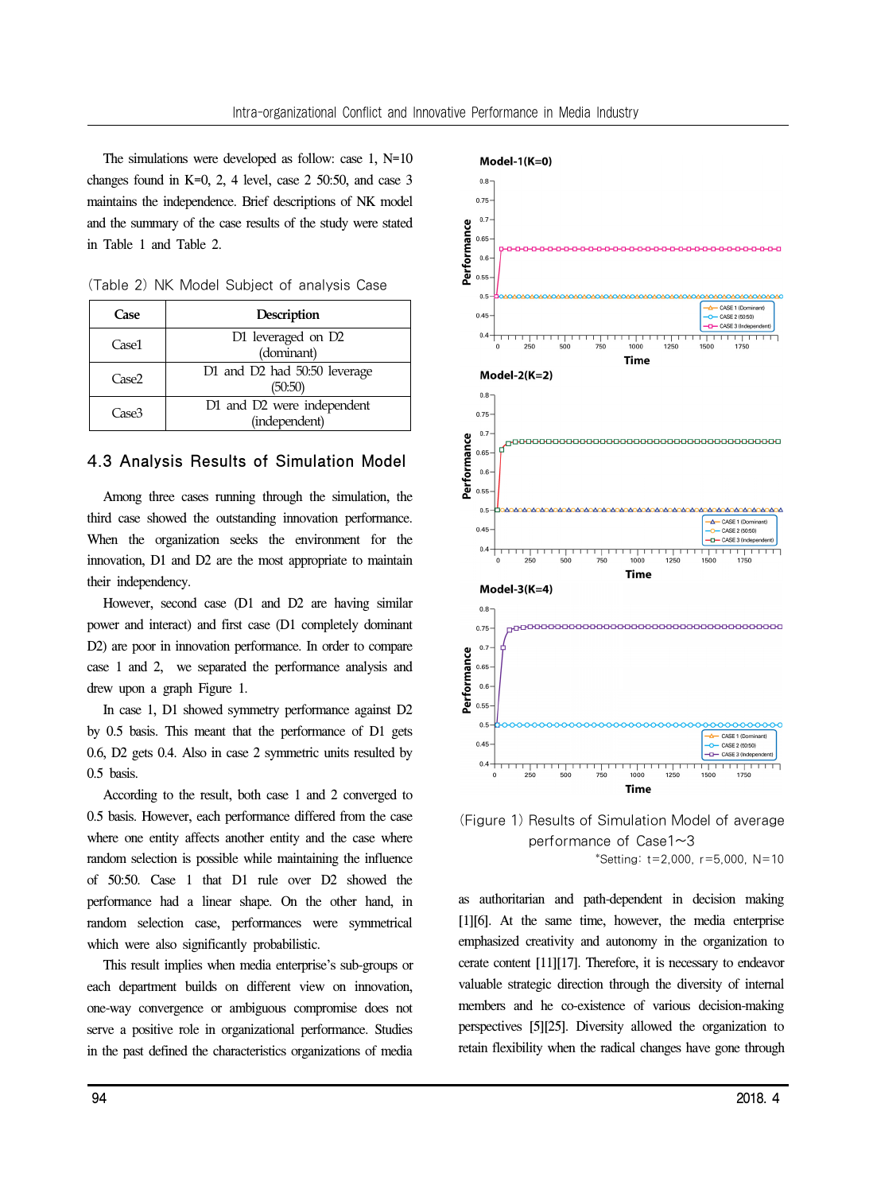The simulations were developed as follow: case 1, N=10 changes found in K=0, 2, 4 level, case 2 50:50, and case 3 maintains the independence. Brief descriptions of NK model and the summary of the case results of the study were stated in Table 1 and Table 2.

(Table 2) NK Model Subject of analysis Case

| Case | Description |
|---|---|
| Case1 | D1 leveraged on D2 (dominant) |
| Case2 | D1 and D2 had 50:50 leverage (50:50) |
| Case3 | D1 and D2 were independent (independent) |

### 4.3 Analysis Results of Simulation Model

Among three cases running through the simulation, the third case showed the outstanding innovation performance. When the organization seeks the environment for the innovation, D1 and D2 are the most appropriate to maintain their independency.

However, second case (D1 and D2 are having similar power and interact) and first case (D1 completely dominant D2) are poor in innovation performance. In order to compare case 1 and 2, we separated the performance analysis and drew upon a graph Figure 1.

In case 1, D1 showed symmetry performance against D2 by 0.5 basis. This meant that the performance of D1 gets 0.6, D2 gets 0.4. Also in case 2 symmetric units resulted by 0.5 basis.

According to the result, both case 1 and 2 converged to 0.5 basis. However, each performance differed from the case where one entity affects another entity and the case where random selection is possible while maintaining the influence of 50:50. Case 1 that D1 rule over D2 showed the performance had a linear shape. On the other hand, in random selection case, performances were symmetrical which were also significantly probabilistic.

This result implies when media enterprise's sub-groups or each department builds on different view on innovation, one-way convergence or ambiguous compromise does not serve a positive role in organizational performance. Studies in the past defined the characteristics organizations of media as authoritarian and path-dependent in decision making [1][6]. At the same time, however, the media enterprise emphasized creativity and autonomy in the organization to cerate content [11][17]. Therefore, it is necessary to endeavor valuable strategic direction through the diversity of internal members and he co-existence of various decision-making perspectives [5][25]. Diversity allowed the organization to retain flexibility when the radical changes have gone through

(Figure 1) Results of Simulation Model of average performance of Case1~3

*Setting: t=2,000, r=5,000, N=10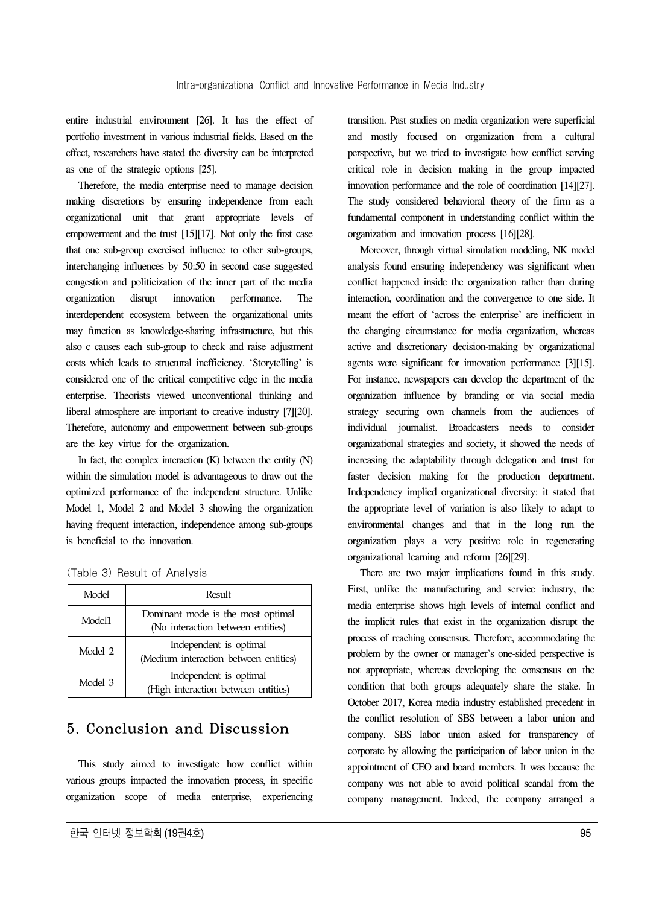entire industrial environment [26]. It has the effect of portfolio investment in various industrial fields. Based on the effect, researchers have stated the diversity can be interpreted as one of the strategic options [25].

Therefore, the media enterprise need to manage decision making discretions by ensuring independence from each organizational unit that grant appropriate levels of empowerment and the trust [15][17]. Not only the first case that one sub-group exercised influence to other sub-groups, interchanging influences by 50:50 in second case suggested congestion and politicization of the inner part of the media organization disrupt innovation performance. The interdependent ecosystem between the organizational units may function as knowledge-sharing infrastructure, but this also c causes each sub-group to check and raise adjustment costs which leads to structural inefficiency. 'Storytelling' is considered one of the critical competitive edge in the media enterprise. Theorists viewed unconventional thinking and liberal atmosphere are important to creative industry [7][20]. Therefore, autonomy and empowerment between sub-groups are the key virtue for the organization.

In fact, the complex interaction (K) between the entity (N) within the simulation model is advantageous to draw out the optimized performance of the independent structure. Unlike Model 1, Model 2 and Model 3 showing the organization having frequent interaction, independence among sub-groups is beneficial to the innovation.

(Table 3) Result of Analysis

| Model | Result |
| --- | --- |
| Model1 | Dominant mode is the most optimal (No interaction between entities) |
| Model 2 | Independent is optimal (Medium interaction between entities) |
| Model 3 | Independent is optimal (High interaction between entities) |

## 5. Conclusion and Discussion

This study aimed to investigate how conflict within various groups impacted the innovation process, in specific organization scope of media enterprise, experiencing transition. Past studies on media organization were superficial and mostly focused on organization from a cultural perspective, but we tried to investigate how conflict serving critical role in decision making in the group impacted innovation performance and the role of coordination [14][27]. The study considered behavioral theory of the firm as a fundamental component in understanding conflict within the organization and innovation process [16][28].

Moreover, through virtual simulation modeling, NK model analysis found ensuring independency was significant when conflict happened inside the organization rather than during interaction, coordination and the convergence to one side. It meant the effort of 'across the enterprise' are inefficient in the changing circumstance for media organization, whereas active and discretionary decision-making by organizational agents were significant for innovation performance [3][15]. For instance, newspapers can develop the department of the organization influence by branding or via social media strategy securing own channels from the audiences of individual journalist. Broadcasters needs to consider organizational strategies and society, it showed the needs of increasing the adaptability through delegation and trust for faster decision making for the production department. Independency implied organizational diversity: it stated that the appropriate level of variation is also likely to adapt to environmental changes and that in the long run the organization plays a very positive role in regenerating organizational learning and reform [26][29].

There are two major implications found in this study. First, unlike the manufacturing and service industry, the media enterprise shows high levels of internal conflict and the implicit rules that exist in the organization disrupt the process of reaching consensus. Therefore, accommodating the problem by the owner or manager's one-sided perspective is not appropriate, whereas developing the consensus on the condition that both groups adequately share the stake. In October 2017, Korea media industry established precedent in the conflict resolution of SBS between a labor union and company. SBS labor union asked for transparency of corporate by allowing the participation of labor union in the appointment of CEO and board members. It was because the company was not able to avoid political scandal from the company management. Indeed, the company arranged a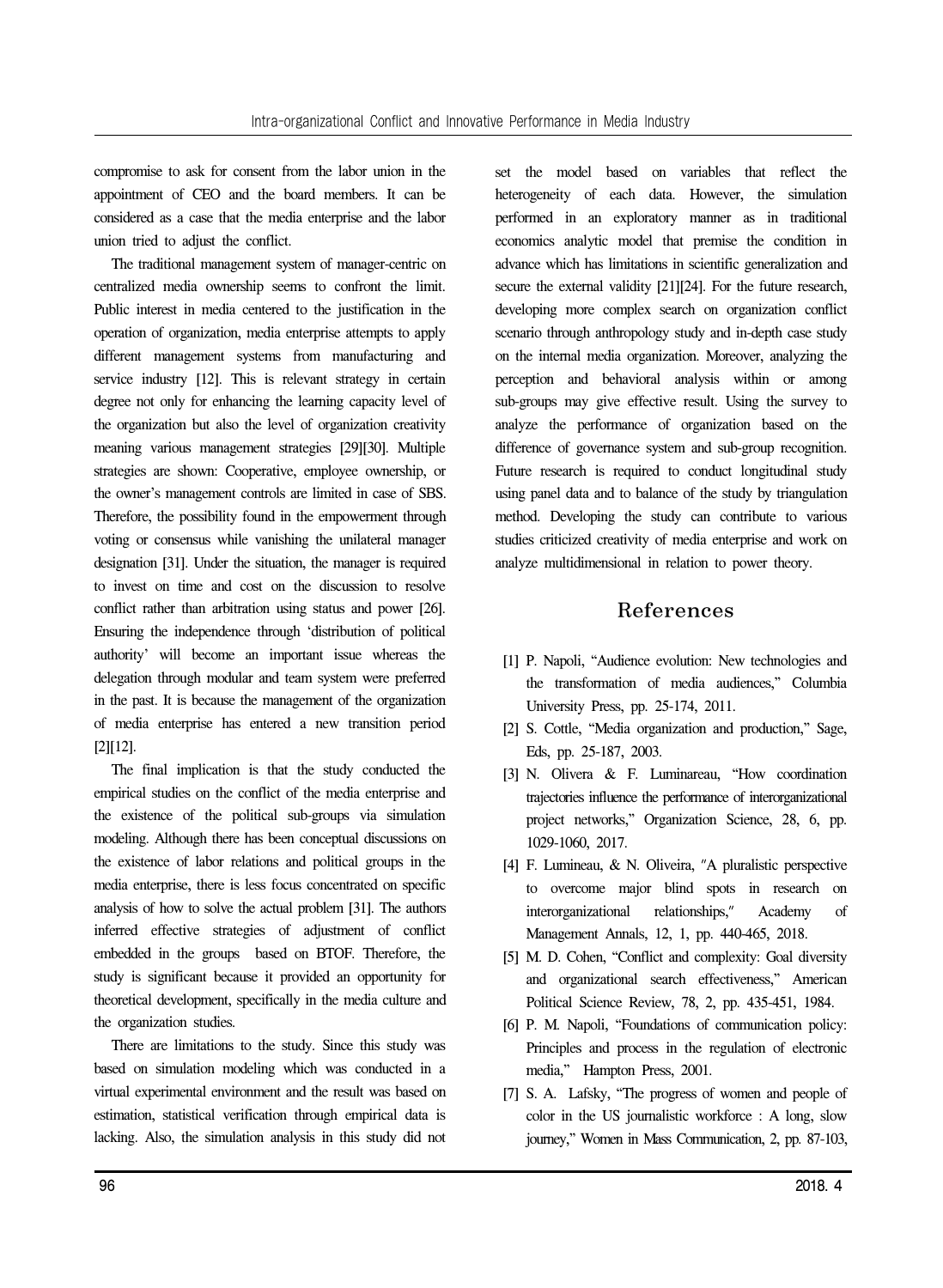compromise to ask for consent from the labor union in the appointment of CEO and the board members. It can be considered as a case that the media enterprise and the labor union tried to adjust the conflict.

The traditional management system of manager-centric on centralized media ownership seems to confront the limit. Public interest in media centered to the justification in the operation of organization, media enterprise attempts to apply different management systems from manufacturing and service industry [12]. This is relevant strategy in certain degree not only for enhancing the learning capacity level of the organization but also the level of organization creativity meaning various management strategies [29][30]. Multiple strategies are shown: Cooperative, employee ownership, or the owner's management controls are limited in case of SBS. Therefore, the possibility found in the empowerment through voting or consensus while vanishing the unilateral manager designation [31]. Under the situation, the manager is required to invest on time and cost on the discussion to resolve conflict rather than arbitration using status and power [26]. Ensuring the independence through 'distribution of political authority' will become an important issue whereas the delegation through modular and team system were preferred in the past. It is because the management of the organization of media enterprise has entered a new transition period [2][12].

The final implication is that the study conducted the empirical studies on the conflict of the media enterprise and the existence of the political sub-groups via simulation modeling. Although there has been conceptual discussions on the existence of labor relations and political groups in the media enterprise, there is less focus concentrated on specific analysis of how to solve the actual problem [31]. The authors inferred effective strategies of adjustment of conflict embedded in the groups based on BTOF. Therefore, the study is significant because it provided an opportunity for theoretical development, specifically in the media culture and the organization studies.

There are limitations to the study. Since this study was based on simulation modeling which was conducted in a virtual experimental environment and the result was based on estimation, statistical verification through empirical data is lacking. Also, the simulation analysis in this study did not set the model based on variables that reflect the heterogeneity of each data. However, the simulation performed in an exploratory manner as in traditional economics analytic model that premise the condition in advance which has limitations in scientific generalization and secure the external validity [21][24]. For the future research, developing more complex search on organization conflict scenario through anthropology study and in-depth case study on the internal media organization. Moreover, analyzing the perception and behavioral analysis within or among sub-groups may give effective result. Using the survey to analyze the performance of organization based on the difference of governance system and sub-group recognition. Future research is required to conduct longitudinal study using panel data and to balance of the study by triangulation method. Developing the study can contribute to various studies criticized creativity of media enterprise and work on analyze multidimensional in relation to power theory.

## References

[1] P. Napoli, "Audience evolution: New technologies and the transformation of media audiences," Columbia University Press, pp. 25-174, 2011.

[2] S. Cottle, "Media organization and production," Sage, Eds, pp. 25-187, 2003.

[3] N. Olivera & F. Luminareau, "How coordination trajectories influence the performance of interorganizational project networks," Organization Science, 28, 6, pp. 1029-1060, 2017.

[4] F. Lumineau, & N. Oliveira, "A pluralistic perspective to overcome major blind spots in research on interorganizational relationships," Academy of Management Annals, 12, 1, pp. 440-465, 2018.

[5] M. D. Cohen, "Conflict and complexity: Goal diversity and organizational search effectiveness," American Political Science Review, 78, 2, pp. 435-451, 1984.

[6] P. M. Napoli, "Foundations of communication policy: Principles and process in the regulation of electronic media," Hampton Press, 2001.

[7] S. A. Lafsky, "The progress of women and people of color in the US journalistic workforce : A long, slow journey," Women in Mass Communication, 2, pp. 87-103,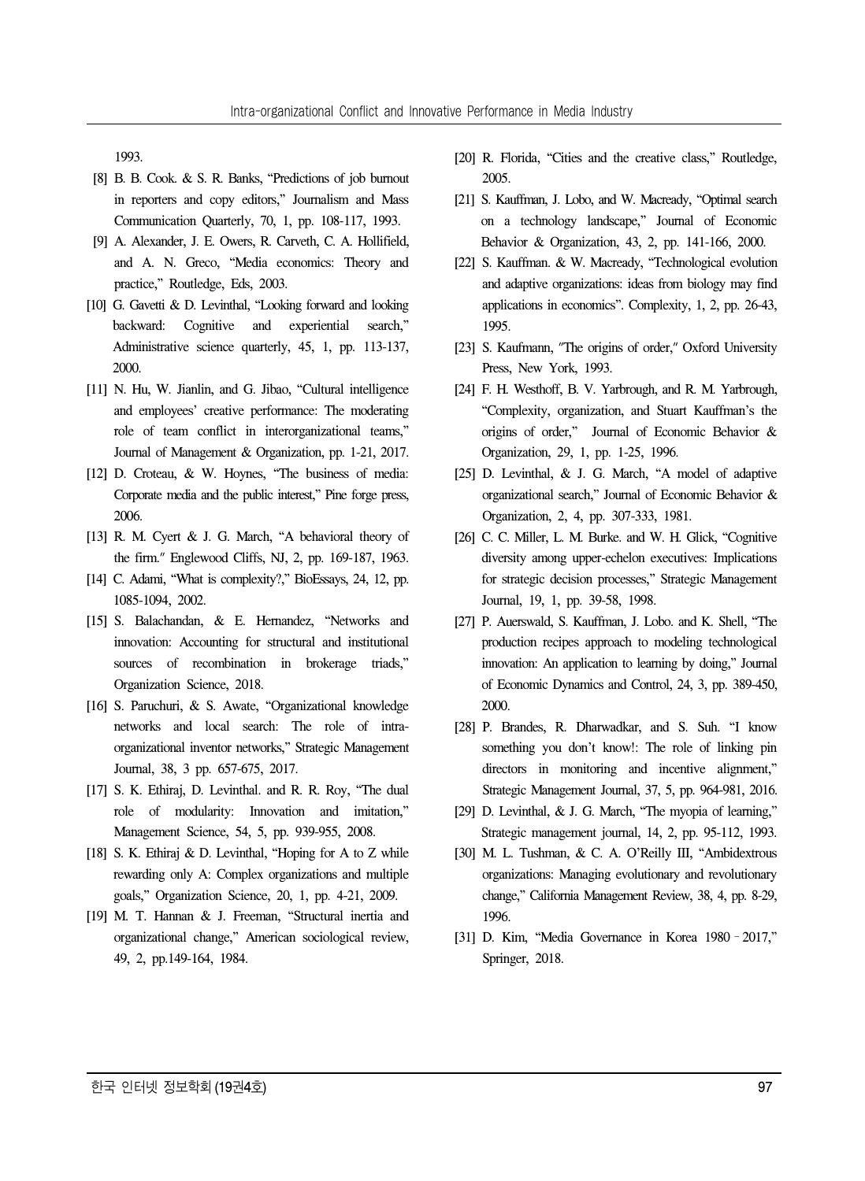1993.

[8] B. B. Cook. & S. R. Banks, "Predictions of job burnout in reporters and copy editors," Journalism and Mass Communication Quarterly, 70, 1, pp. 108-117, 1993.

[9] A. Alexander, J. E. Owers, R. Carveth, C. A. Hollifield, and A. N. Greco, "Media economics: Theory and practice," Routledge, Eds, 2003.

[10] G. Gavetti & D. Levinthal, "Looking forward and looking backward: Cognitive and experiential search," Administrative science quarterly, 45, 1, pp. 113-137, 2000.

[11] N. Hu, W. Jianlin, and G. Jibao, "Cultural intelligence and employees' creative performance: The moderating role of team conflict in interorganizational teams," Journal of Management & Organization, pp. 1-21, 2017.

[12] D. Croteau, & W. Hoynes, "The business of media: Corporate media and the public interest," Pine forge press, 2006.

[13] R. M. Cyert & J. G. March, "A behavioral theory of the firm." Englewood Cliffs, NJ, 2, pp. 169-187, 1963.

[14] C. Adami, "What is complexity?," BioEssays, 24, 12, pp. 1085-1094, 2002.

[15] S. Balachandan, & E. Hernandez, "Networks and innovation: Accounting for structural and institutional sources of recombination in brokerage triads," Organization Science, 2018.

[16] S. Paruchuri, & S. Awate, "Organizational knowledge networks and local search: The role of intra-organizational inventor networks," Strategic Management Journal, 38, 3 pp. 657-675, 2017.

[17] S. K. Ethiraj, D. Levinthal. and R. R. Roy, "The dual role of modularity: Innovation and imitation," Management Science, 54, 5, pp. 939-955, 2008.

[18] S. K. Ethiraj & D. Levinthal, "Hoping for A to Z while rewarding only A: Complex organizations and multiple goals," Organization Science, 20, 1, pp. 4-21, 2009.

[19] M. T. Hannan & J. Freeman, "Structural inertia and organizational change," American sociological review, 49, 2, pp.149-164, 1984.

[20] R. Florida, "Cities and the creative class," Routledge, 2005.

[21] S. Kauffman, J. Lobo, and W. Macready, "Optimal search on a technology landscape," Journal of Economic Behavior & Organization, 43, 2, pp. 141-166, 2000.

[22] S. Kauffman. & W. Macready, "Technological evolution and adaptive organizations: ideas from biology may find applications in economics". Complexity, 1, 2, pp. 26-43, 1995.

[23] S. Kaufmann, "The origins of order," Oxford University Press, New York, 1993.

[24] F. H. Westhoff, B. V. Yarbrough, and R. M. Yarbrough, "Complexity, organization, and Stuart Kauffman's the origins of order," Journal of Economic Behavior & Organization, 29, 1, pp. 1-25, 1996.

[25] D. Levinthal, & J. G. March, "A model of adaptive organizational search," Journal of Economic Behavior & Organization, 2, 4, pp. 307-333, 1981.

[26] C. C. Miller, L. M. Burke. and W. H. Glick, "Cognitive diversity among upper-echelon executives: Implications for strategic decision processes," Strategic Management Journal, 19, 1, pp. 39-58, 1998.

[27] P. Auerswald, S. Kauffman, J. Lobo. and K. Shell, "The production recipes approach to modeling technological innovation: An application to learning by doing," Journal of Economic Dynamics and Control, 24, 3, pp. 389-450, 2000.

[28] P. Brandes, R. Dharwadkar, and S. Suh. "I know something you don't know!: The role of linking pin directors in monitoring and incentive alignment," Strategic Management Journal, 37, 5, pp. 964-981, 2016.

[29] D. Levinthal, & J. G. March, "The myopia of learning," Strategic management journal, 14, 2, pp. 95-112, 1993.

[30] M. L. Tushman, & C. A. O'Reilly III, "Ambidextrous organizations: Managing evolutionary and revolutionary change," California Management Review, 38, 4, pp. 8-29, 1996.

[31] D. Kim, "Media Governance in Korea 1980–2017," Springer, 2018.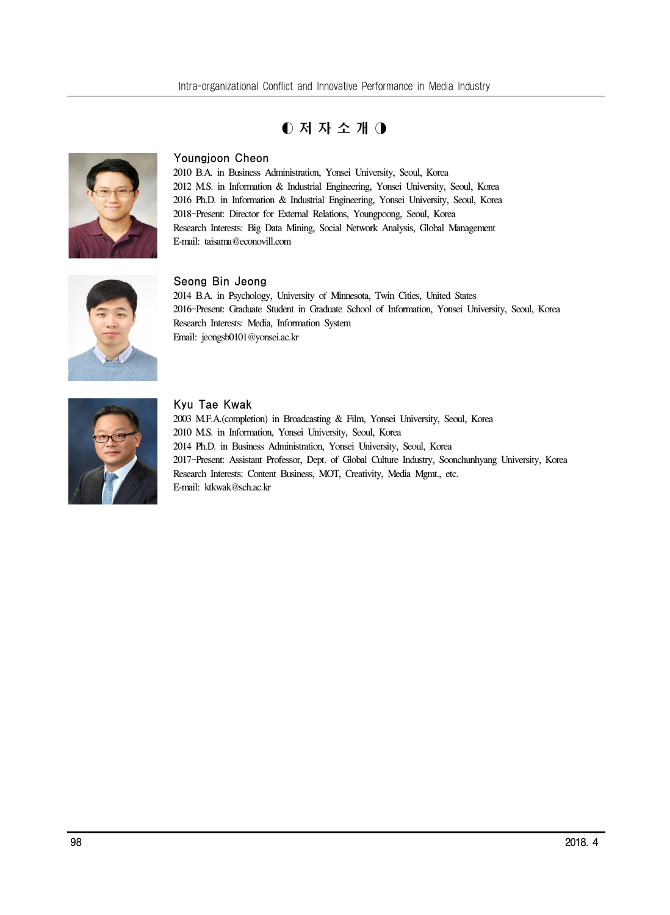# ◐ 저 자 소 개 ◑

### Youngjoon Cheon

2010 B.A. in Business Administration, Yonsei University, Seoul, Korea
2012 M.S. in Information & Industrial Engineering, Yonsei University, Seoul, Korea
2016 Ph.D. in Information & Industrial Engineering, Yonsei University, Seoul, Korea
2018~Present: Director for External Relations, Youngpoong, Seoul, Korea
Research Interests: Big Data Mining, Social Network Analysis, Global Management
E-mail: taisama@econovill.com

### Seong Bin Jeong

2014 B.A. in Psychology, University of Minnesota, Twin Cities, United States
2016~Present: Graduate Student in Graduate School of Information, Yonsei University, Seoul, Korea
Research Interests: Media, Information System
Email: jeongsb0101@yonsei.ac.kr

### Kyu Tae Kwak

2003 M.F.A.(completion) in Broadcasting & Film, Yonsei University, Seoul, Korea
2010 M.S. in Information, Yonsei University, Seoul, Korea
2014 Ph.D. in Business Administration, Yonsei University, Seoul, Korea
2017~Present: Assistant Professor, Dept. of Global Culture Industry, Soonchunhyang University, Korea
Research Interests: Content Business, MOT, Creativity, Media Mgmt., etc.
E-mail: ktkwak@sch.ac.kr